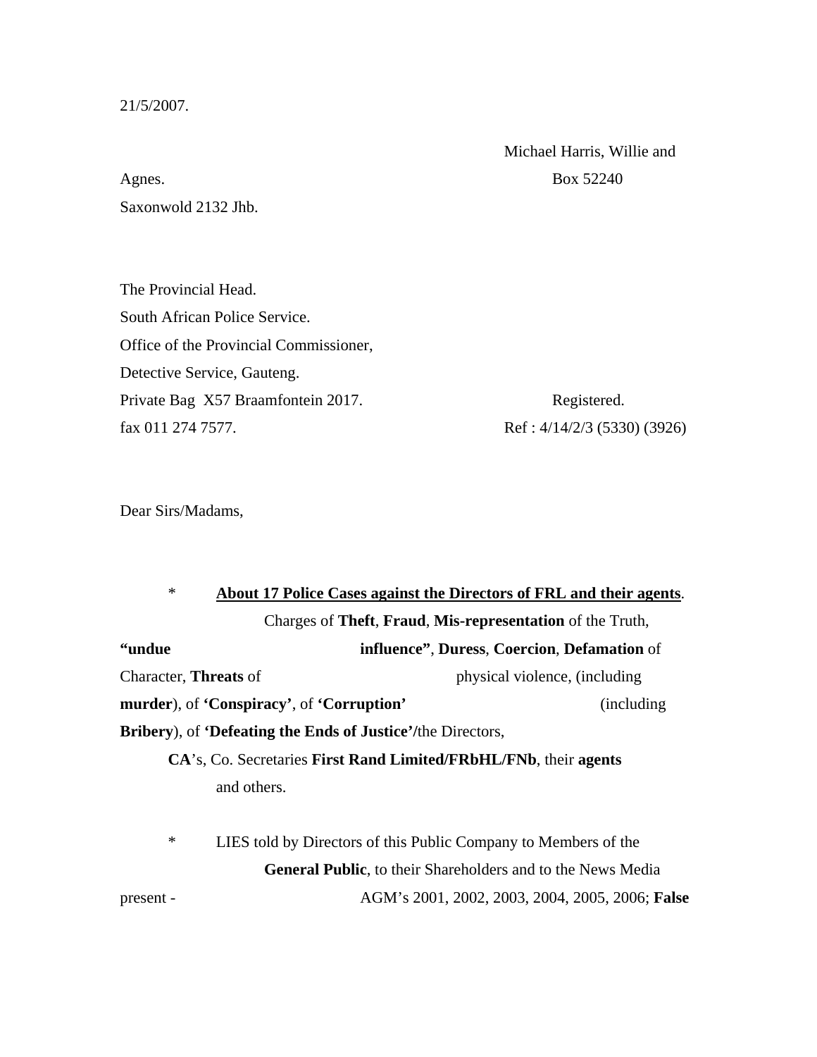21/5/2007.

Michael Harris, Willie and Agnes.
Box 52240
Saxonwold 2132 Jhb.

The Provincial Head.
South African Police Service.
Office of the Provincial Commissioner,
Detective Service, Gauteng.
Private Bag X57 Braamfontein 2017.
fax 011 274 7577.

Registered.
Ref : 4/14/2/3 (5330) (3926)

Dear Sirs/Madams,

* **<u>About 17 Police Cases against the Directors of FRL and their agents</u>**. Charges of **Theft**, **Fraud**, **Mis-representation** of the Truth, **"undue influence"**, **Duress**, **Coercion**, **Defamation** of Character, **Threats** of physical violence, (including **murder**), of **'Conspiracy'**, of **'Corruption'** (including **Bribery**), of **'Defeating the Ends of Justice'/**the Directors, **CA**'s, Co. Secretaries **First Rand Limited/FRbHL/FNb**, their **agents** and others.

* LIES told by Directors of this Public Company to Members of the **General Public**, to their Shareholders and to the News Media present - AGM's 2001, 2002, 2003, 2004, 2005, 2006; **False**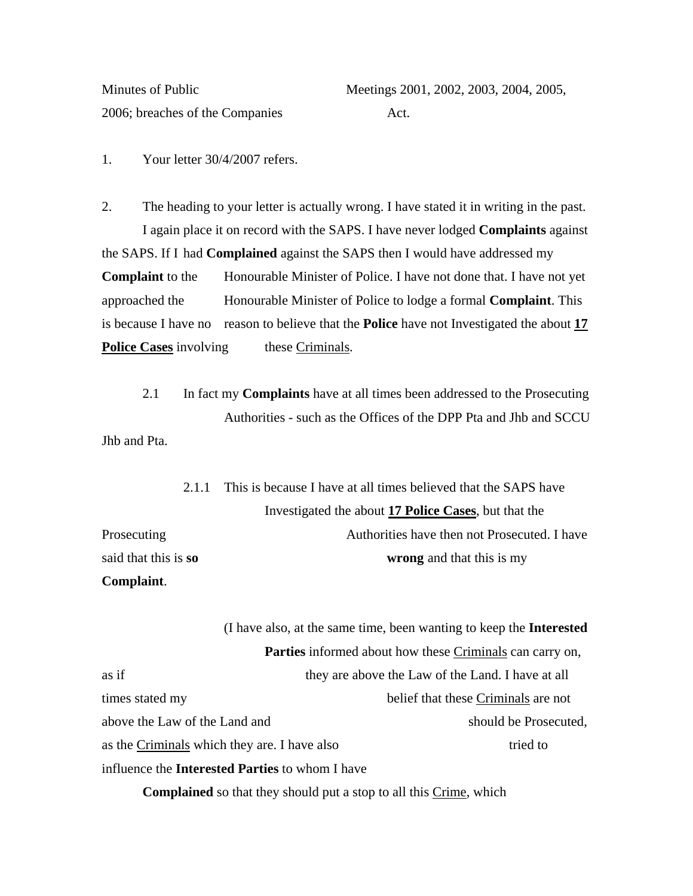Minutes of Public Meetings 2001, 2002, 2003, 2004, 2005, 2006; breaches of the Companies Act.

1. Your letter 30/4/2007 refers.

2. The heading to your letter is actually wrong. I have stated it in writing in the past. I again place it on record with the SAPS. I have never lodged **Complaints** against the SAPS. If I had **Complained** against the SAPS then I would have addressed my **Complaint** to the Honourable Minister of Police. I have not done that. I have not yet approached the Honourable Minister of Police to lodge a formal **Complaint**. This is because I have no reason to believe that the **Police** have not Investigated the about **<u>17 Police Cases</u>** involving these <u>Criminals</u>.

2.1 In fact my **Complaints** have at all times been addressed to the Prosecuting Authorities - such as the Offices of the DPP Pta and Jhb and SCCU Jhb and Pta.

2.1.1 This is because I have at all times believed that the SAPS have Investigated the about **<u>17 Police Cases</u>**, but that the Prosecuting Authorities have then not Prosecuted. I have said that this is **so wrong** and that this is my **Complaint**.

(I have also, at the same time, been wanting to keep the **Interested Parties** informed about how these <u>Criminals</u> can carry on, as if they are above the Law of the Land. I have at all times stated my belief that these <u>Criminals</u> are not above the Law of the Land and should be Prosecuted, as the <u>Criminals</u> which they are. I have also tried to influence the **Interested Parties** to whom I have **Complained** so that they should put a stop to all this <u>Crime</u>, which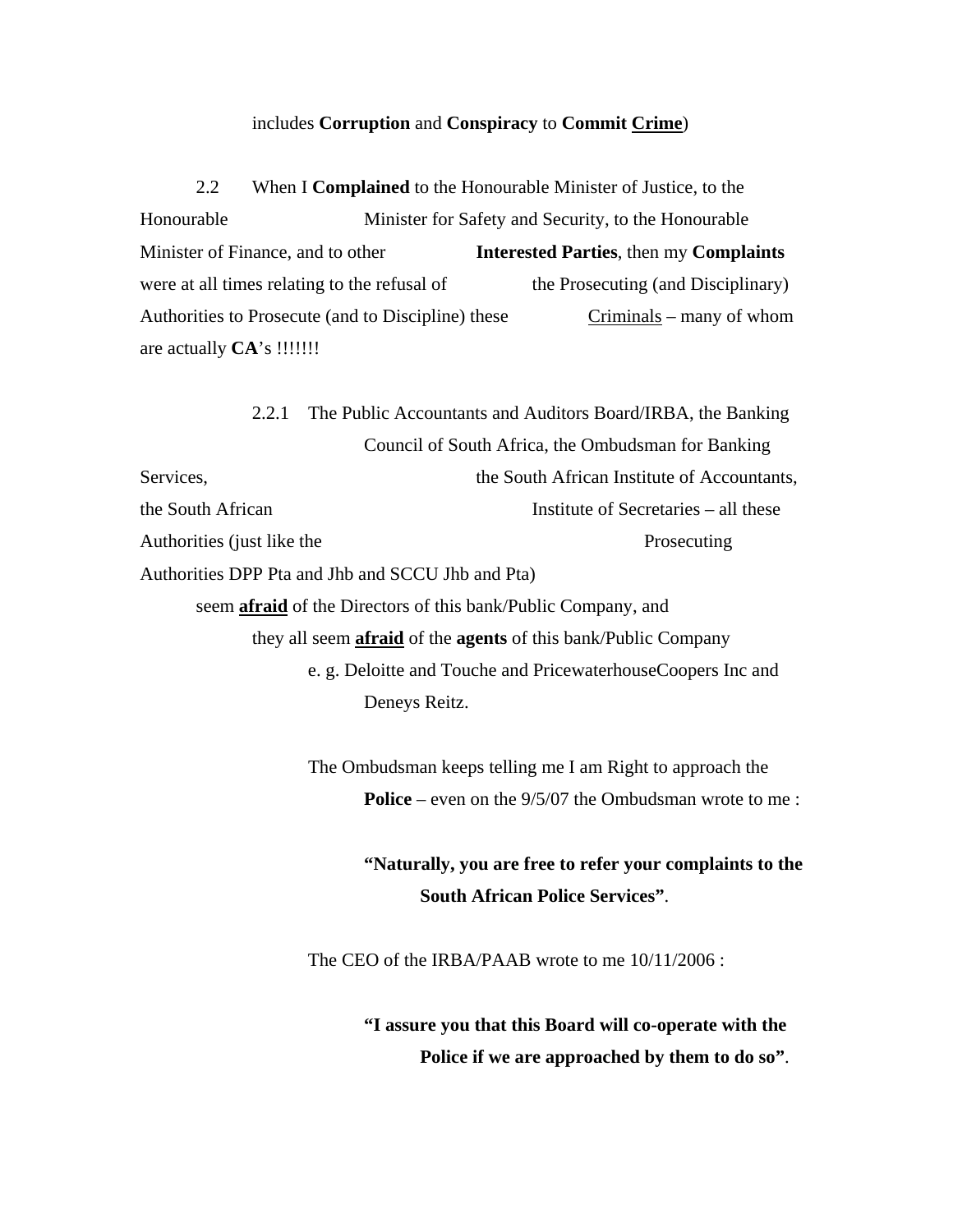includes **Corruption** and **Conspiracy** to **Commit <u>Crime</u>**)

2.2 When I **Complained** to the Honourable Minister of Justice, to the Honourable Minister for Safety and Security, to the Honourable Minister of Finance, and to other **Interested Parties**, then my **Complaints** were at all times relating to the refusal of the Prosecuting (and Disciplinary) Authorities to Prosecute (and to Discipline) these <u>Criminals</u> – many of whom are actually **CA**'s !!!!!!!

2.2.1 The Public Accountants and Auditors Board/IRBA, the Banking Council of South Africa, the Ombudsman for Banking Services, the South African Institute of Accountants, the South African Institute of Secretaries – all these Authorities (just like the Prosecuting Authorities DPP Pta and Jhb and SCCU Jhb and Pta) seem **<u>afraid</u>** of the Directors of this bank/Public Company, and they all seem **<u>afraid</u>** of the **agents** of this bank/Public Company e. g. Deloitte and Touche and PricewaterhouseCoopers Inc and Deneys Reitz.

The Ombudsman keeps telling me I am Right to approach the **Police** – even on the 9/5/07 the Ombudsman wrote to me :

**"Naturally, you are free to refer your complaints to the South African Police Services"**.

The CEO of the IRBA/PAAB wrote to me 10/11/2006 :

**"I assure you that this Board will co-operate with the Police if we are approached by them to do so"**.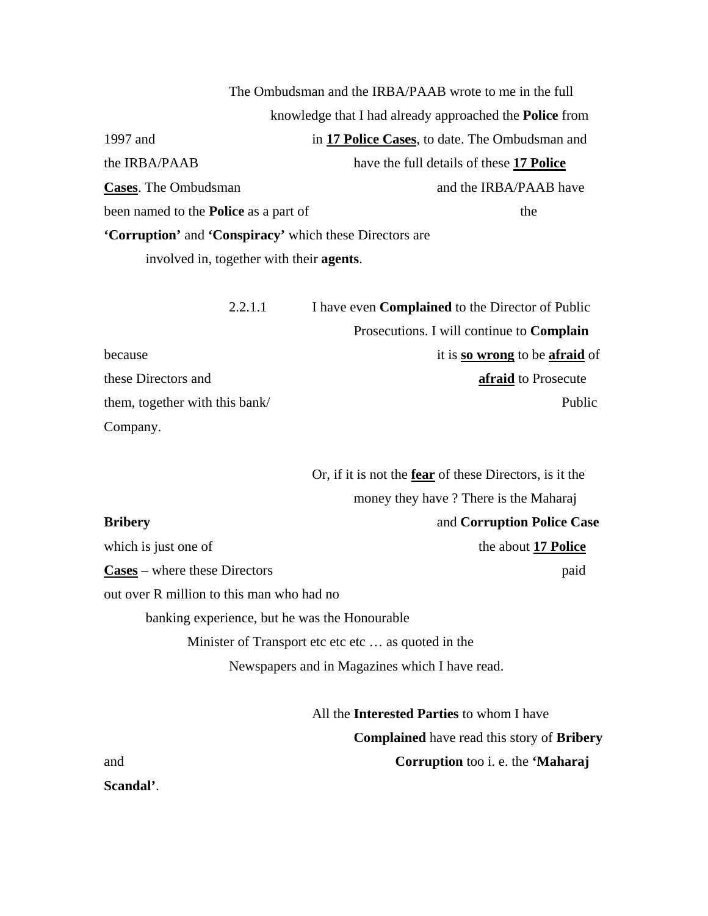The Ombudsman and the IRBA/PAAB wrote to me in the full knowledge that I had already approached the **Police** from 1997 and in **17 Police Cases**, to date. The Ombudsman and the IRBA/PAAB have the full details of these **17 Police Cases**. The Ombudsman and the IRBA/PAAB have been named to the **Police** as a part of the **'Corruption'** and **'Conspiracy'** which these Directors are involved in, together with their **agents**.

2.2.1.1 I have even **Complained** to the Director of Public Prosecutions. I will continue to **Complain** because it is **so wrong** to be **afraid** of these Directors and **afraid** to Prosecute them, together with this bank/ Public Company.

Or, if it is not the **fear** of these Directors, is it the money they have ? There is the Maharaj **Bribery** and **Corruption Police Case** which is just one of the about **17 Police Cases** – where these Directors paid out over R million to this man who had no banking experience, but he was the Honourable Minister of Transport etc etc etc … as quoted in the Newspapers and in Magazines which I have read.

All the **Interested Parties** to whom I have **Complained** have read this story of **Bribery** and **Corruption** too i. e. the **'Maharaj Scandal'**.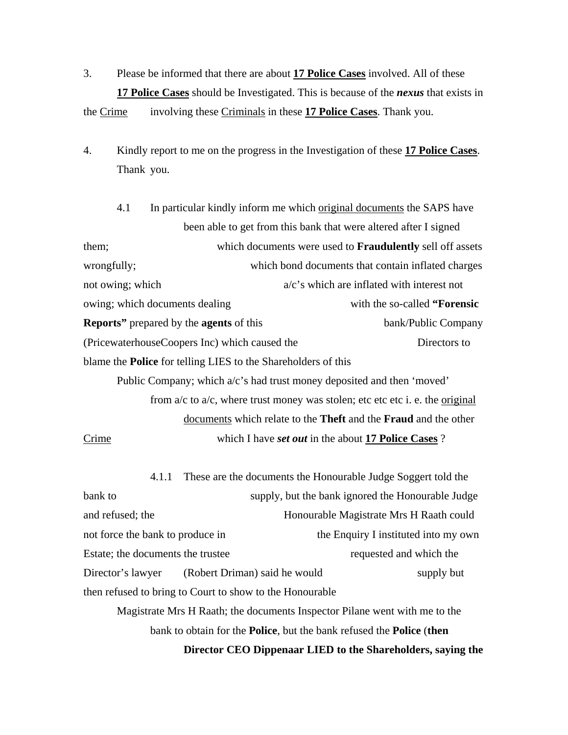3. Please be informed that there are about **<u>17 Police Cases</u>** involved. All of these **<u>17 Police Cases</u>** should be Investigated. This is because of the ***nexus*** that exists in the <u>Crime</u> involving these <u>Criminals</u> in these **<u>17 Police Cases</u>**. Thank you.

4. Kindly report to me on the progress in the Investigation of these **<u>17 Police Cases</u>**. Thank you.

4.1 In particular kindly inform me which <u>original documents</u> the SAPS have been able to get from this bank that were altered after I signed them; which documents were used to **Fraudulently** sell off assets wrongfully; which bond documents that contain inflated charges not owing; which a/c's which are inflated with interest not owing; which documents dealing with the so-called **"Forensic Reports"** prepared by the **agents** of this bank/Public Company (PricewaterhouseCoopers Inc) which caused the Directors to blame the **Police** for telling LIES to the Shareholders of this Public Company; which a/c's had trust money deposited and then 'moved' from a/c to a/c, where trust money was stolen; etc etc etc i. e. the <u>original documents</u> which relate to the **Theft** and the **Fraud** and the other <u>Crime</u> which I have ***set out*** in the about **<u>17 Police Cases</u>** ?

4.1.1 These are the documents the Honourable Judge Soggert told the bank to supply, but the bank ignored the Honourable Judge and refused; the Honourable Magistrate Mrs H Raath could not force the bank to produce in the Enquiry I instituted into my own Estate; the documents the trustee requested and which the Director's lawyer (Robert Driman) said he would supply but then refused to bring to Court to show to the Honourable Magistrate Mrs H Raath; the documents Inspector Pilane went with me to the bank to obtain for the **Police**, but the bank refused the **Police** (**then Director CEO Dippenaar LIED to the Shareholders, saying the**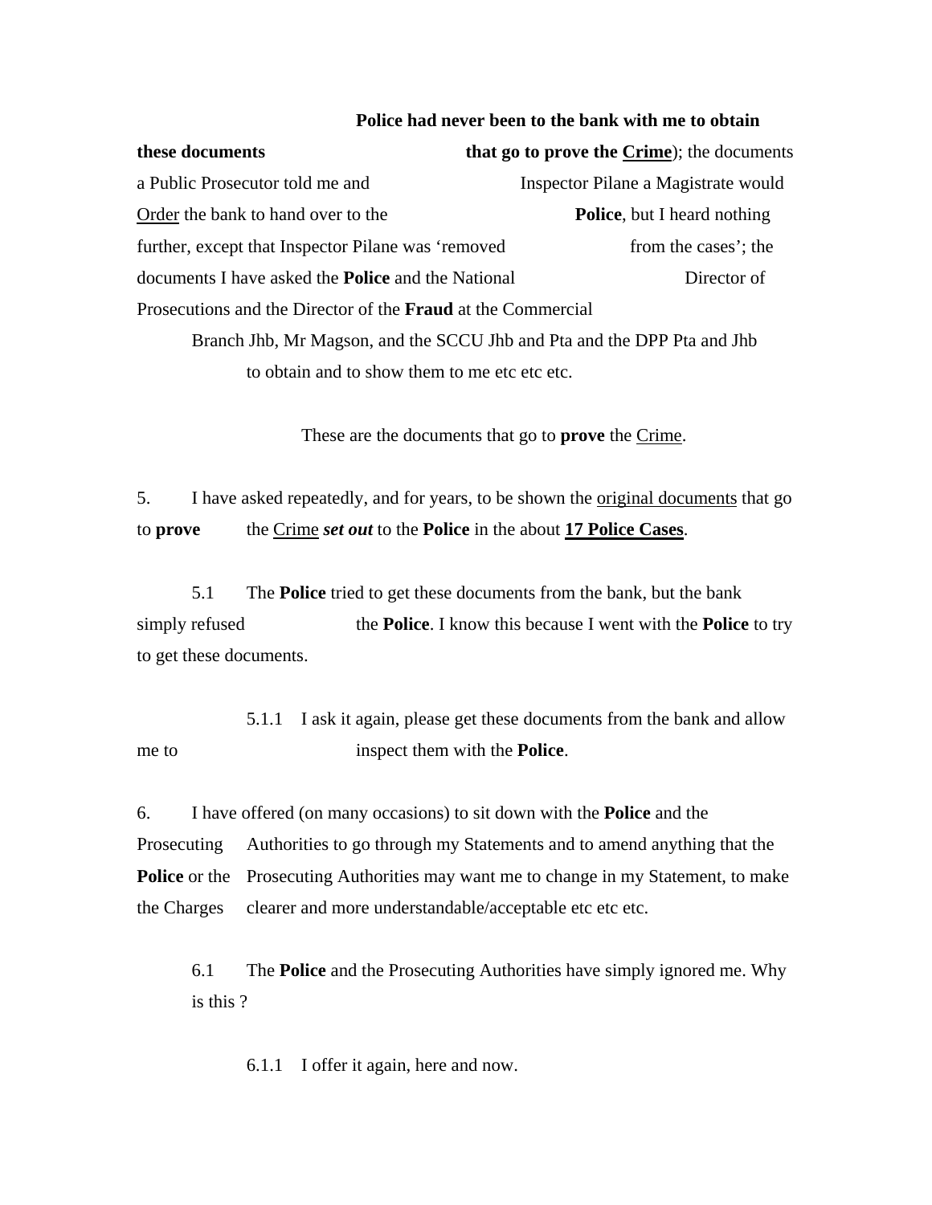**Police had never been to the bank with me to obtain these documents that go to prove the <u>Crime</u>**); the documents a Public Prosecutor told me and Inspector Pilane a Magistrate would <u>Order</u> the bank to hand over to the **Police**, but I heard nothing further, except that Inspector Pilane was 'removed from the cases'; the documents I have asked the **Police** and the National Director of Prosecutions and the Director of the **Fraud** at the Commercial Branch Jhb, Mr Magson, and the SCCU Jhb and Pta and the DPP Pta and Jhb to obtain and to show them to me etc etc etc.

These are the documents that go to **prove** the <u>Crime</u>.

5. I have asked repeatedly, and for years, to be shown the <u>original documents</u> that go to **prove** the <u>Crime</u> ***set out*** to the **Police** in the about **<u>17 Police Cases</u>**.

5.1 The **Police** tried to get these documents from the bank, but the bank simply refused the **Police**. I know this because I went with the **Police** to try to get these documents.

5.1.1 I ask it again, please get these documents from the bank and allow me to inspect them with the **Police**.

6. I have offered (on many occasions) to sit down with the **Police** and the Prosecuting Authorities to go through my Statements and to amend anything that the **Police** or the Prosecuting Authorities may want me to change in my Statement, to make the Charges clearer and more understandable/acceptable etc etc etc.

6.1 The **Police** and the Prosecuting Authorities have simply ignored me. Why is this ?

6.1.1 I offer it again, here and now.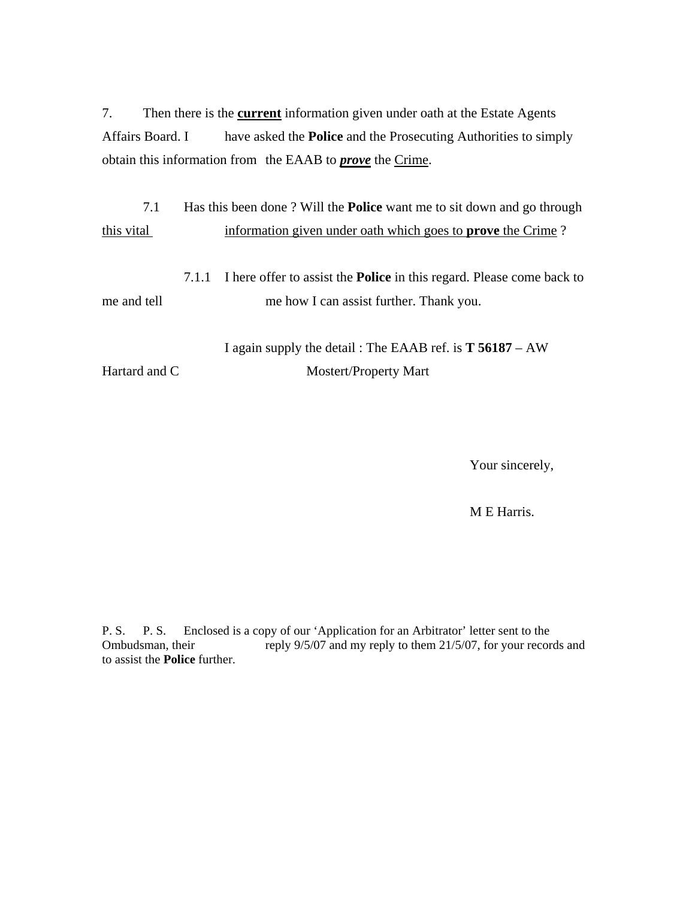7. Then there is the **<u>current</u>** information given under oath at the Estate Agents Affairs Board. I have asked the **Police** and the Prosecuting Authorities to simply obtain this information from the EAAB to ***<u>prove</u>*** the <u>Crime</u>.

7.1 Has this been done ? Will the **Police** want me to sit down and go through <u>this vital information given under oath which goes to **prove** the Crime</u> ?

7.1.1 I here offer to assist the **Police** in this regard. Please come back to me and tell me how I can assist further. Thank you.

I again supply the detail : The EAAB ref. is **T 56187** – AW Hartard and C Mostert/Property Mart

Your sincerely,

M E Harris.

P. S. P. S. Enclosed is a copy of our 'Application for an Arbitrator' letter sent to the Ombudsman, their reply 9/5/07 and my reply to them 21/5/07, for your records and to assist the **Police** further.